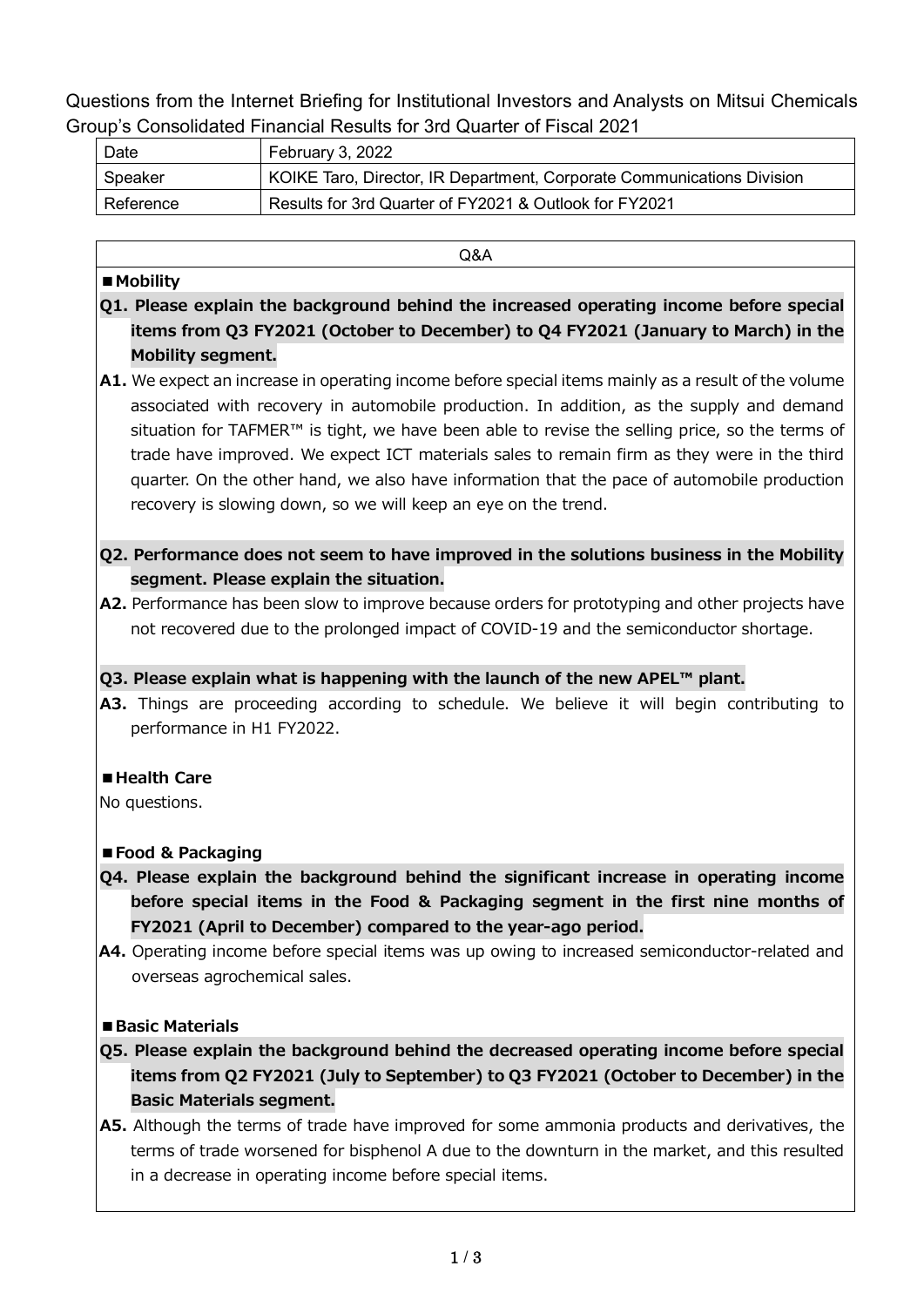Questions from the Internet Briefing for Institutional Investors and Analysts on Mitsui Chemicals Group's Consolidated Financial Results for 3rd Quarter of Fiscal 2021

| Date | February 3, 2022 |
| --- | --- |
| Speaker | KOIKE Taro, Director, IR Department, Corporate Communications Division |
| Reference | Results for 3rd Quarter of FY2021 & Outlook for FY2021 |

## Q&A

### ■Mobility

**Q1. Please explain the background behind the increased operating income before special items from Q3 FY2021 (October to December) to Q4 FY2021 (January to March) in the Mobility segment.**

**A1.** We expect an increase in operating income before special items mainly as a result of the volume associated with recovery in automobile production. In addition, as the supply and demand situation for TAFMER™ is tight, we have been able to revise the selling price, so the terms of trade have improved. We expect ICT materials sales to remain firm as they were in the third quarter. On the other hand, we also have information that the pace of automobile production recovery is slowing down, so we will keep an eye on the trend.

**Q2. Performance does not seem to have improved in the solutions business in the Mobility segment. Please explain the situation.**

**A2.** Performance has been slow to improve because orders for prototyping and other projects have not recovered due to the prolonged impact of COVID-19 and the semiconductor shortage.

**Q3. Please explain what is happening with the launch of the new APEL™ plant.**

**A3.** Things are proceeding according to schedule. We believe it will begin contributing to performance in H1 FY2022.

### ■Health Care

No questions.

### ■Food & Packaging

**Q4. Please explain the background behind the significant increase in operating income before special items in the Food & Packaging segment in the first nine months of FY2021 (April to December) compared to the year-ago period.**

**A4.** Operating income before special items was up owing to increased semiconductor-related and overseas agrochemical sales.

### ■Basic Materials

**Q5. Please explain the background behind the decreased operating income before special items from Q2 FY2021 (July to September) to Q3 FY2021 (October to December) in the Basic Materials segment.**

**A5.** Although the terms of trade have improved for some ammonia products and derivatives, the terms of trade worsened for bisphenol A due to the downturn in the market, and this resulted in a decrease in operating income before special items.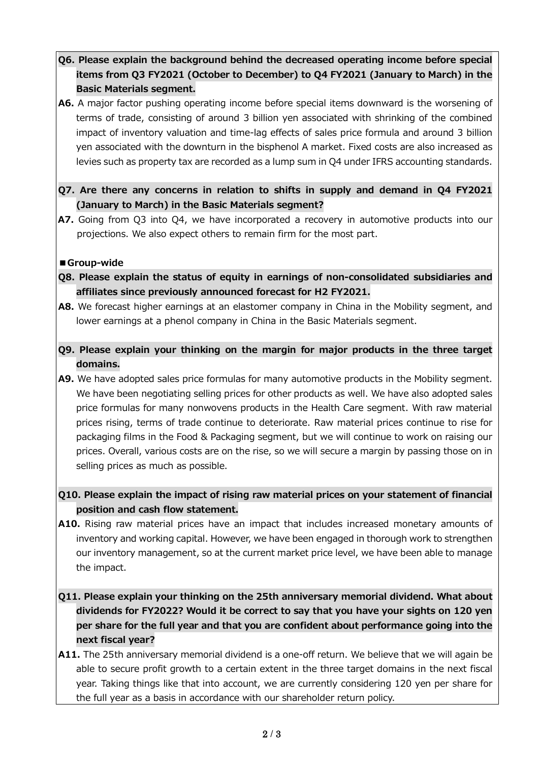**Q6. Please explain the background behind the decreased operating income before special items from Q3 FY2021 (October to December) to Q4 FY2021 (January to March) in the Basic Materials segment.**

**A6.** A major factor pushing operating income before special items downward is the worsening of terms of trade, consisting of around 3 billion yen associated with shrinking of the combined impact of inventory valuation and time-lag effects of sales price formula and around 3 billion yen associated with the downturn in the bisphenol A market. Fixed costs are also increased as levies such as property tax are recorded as a lump sum in Q4 under IFRS accounting standards.

**Q7. Are there any concerns in relation to shifts in supply and demand in Q4 FY2021 (January to March) in the Basic Materials segment?**

**A7.** Going from Q3 into Q4, we have incorporated a recovery in automotive products into our projections. We also expect others to remain firm for the most part.

## ■Group-wide

**Q8. Please explain the status of equity in earnings of non-consolidated subsidiaries and affiliates since previously announced forecast for H2 FY2021.**

**A8.** We forecast higher earnings at an elastomer company in China in the Mobility segment, and lower earnings at a phenol company in China in the Basic Materials segment.

**Q9. Please explain your thinking on the margin for major products in the three target domains.**

**A9.** We have adopted sales price formulas for many automotive products in the Mobility segment. We have been negotiating selling prices for other products as well. We have also adopted sales price formulas for many nonwovens products in the Health Care segment. With raw material prices rising, terms of trade continue to deteriorate. Raw material prices continue to rise for packaging films in the Food & Packaging segment, but we will continue to work on raising our prices. Overall, various costs are on the rise, so we will secure a margin by passing those on in selling prices as much as possible.

**Q10. Please explain the impact of rising raw material prices on your statement of financial position and cash flow statement.**

**A10.** Rising raw material prices have an impact that includes increased monetary amounts of inventory and working capital. However, we have been engaged in thorough work to strengthen our inventory management, so at the current market price level, we have been able to manage the impact.

**Q11. Please explain your thinking on the 25th anniversary memorial dividend. What about dividends for FY2022? Would it be correct to say that you have your sights on 120 yen per share for the full year and that you are confident about performance going into the next fiscal year?**

**A11.** The 25th anniversary memorial dividend is a one-off return. We believe that we will again be able to secure profit growth to a certain extent in the three target domains in the next fiscal year. Taking things like that into account, we are currently considering 120 yen per share for the full year as a basis in accordance with our shareholder return policy.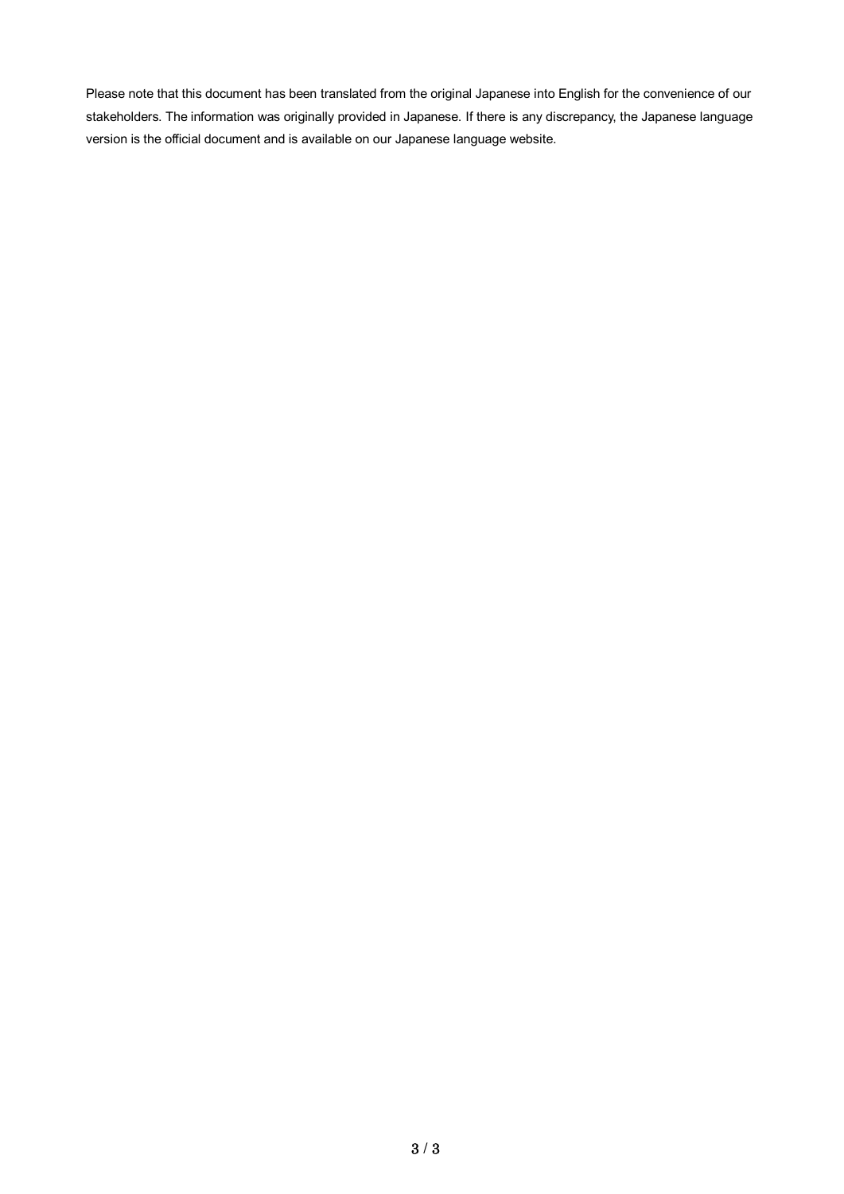Please note that this document has been translated from the original Japanese into English for the convenience of our stakeholders. The information was originally provided in Japanese. If there is any discrepancy, the Japanese language version is the official document and is available on our Japanese language website.